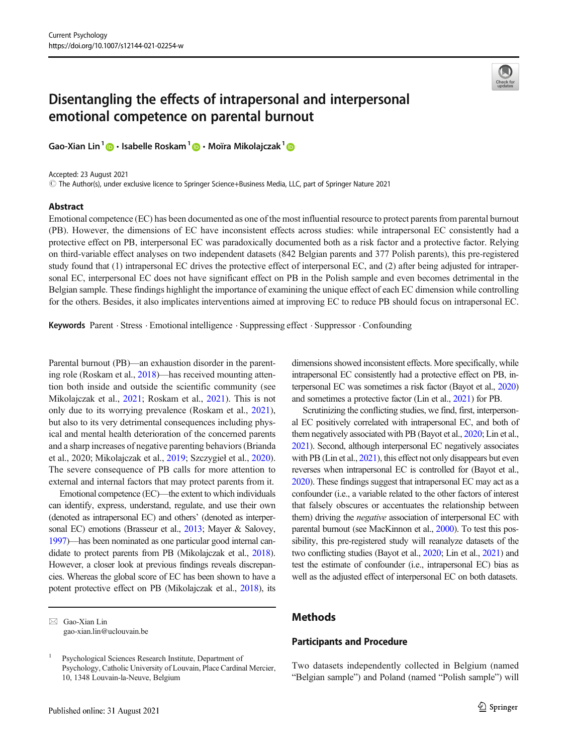# Disentangling the effects of intrapersonal and interpersonal emotional competence on parental burnout

Gao-Xian Lin[1] · Isabelle Roskam[1] · Moïra Mikolajczak[1]

Accepted: 23 August 2021
© The Author(s), under exclusive licence to Springer Science+Business Media, LLC, part of Springer Nature 2021

## Abstract

Emotional competence (EC) has been documented as one of the most influential resource to protect parents from parental burnout (PB). However, the dimensions of EC have inconsistent effects across studies: while intrapersonal EC consistently had a protective effect on PB, interpersonal EC was paradoxically documented both as a risk factor and a protective factor. Relying on third-variable effect analyses on two independent datasets (842 Belgian parents and 377 Polish parents), this pre-registered study found that (1) intrapersonal EC drives the protective effect of interpersonal EC, and (2) after being adjusted for intrapersonal EC, interpersonal EC does not have significant effect on PB in the Polish sample and even becomes detrimental in the Belgian sample. These findings highlight the importance of examining the unique effect of each EC dimension while controlling for the others. Besides, it also implicates interventions aimed at improving EC to reduce PB should focus on intrapersonal EC.

**Keywords** Parent · Stress · Emotional intelligence · Suppressing effect · Suppressor · Confounding

Parental burnout (PB)—an exhaustion disorder in the parenting role (Roskam et al., 2018)—has received mounting attention both inside and outside the scientific community (see Mikolajczak et al., 2021; Roskam et al., 2021). This is not only due to its worrying prevalence (Roskam et al., 2021), but also to its very detrimental consequences including physical and mental health deterioration of the concerned parents and a sharp increases of negative parenting behaviors (Brianda et al., 2020; Mikolajczak et al., 2019; Szczygieł et al., 2020). The severe consequence of PB calls for more attention to external and internal factors that may protect parents from it.

Emotional competence (EC)—the extent to which individuals can identify, express, understand, regulate, and use their own (denoted as intrapersonal EC) and others' (denoted as interpersonal EC) emotions (Brasseur et al., 2013; Mayer & Salovey, 1997)—has been nominated as one particular good internal candidate to protect parents from PB (Mikolajczak et al., 2018). However, a closer look at previous findings reveals discrepancies. Whereas the global score of EC has been shown to have a potent protective effect on PB (Mikolajczak et al., 2018), its dimensions showed inconsistent effects. More specifically, while intrapersonal EC consistently had a protective effect on PB, interpersonal EC was sometimes a risk factor (Bayot et al., 2020) and sometimes a protective factor (Lin et al., 2021) for PB.

Scrutinizing the conflicting studies, we find, first, interpersonal EC positively correlated with intrapersonal EC, and both of them negatively associated with PB (Bayot et al., 2020; Lin et al., 2021). Second, although interpersonal EC negatively associates with PB (Lin et al., 2021), this effect not only disappears but even reverses when intrapersonal EC is controlled for (Bayot et al., 2020). These findings suggest that intrapersonal EC may act as a confounder (i.e., a variable related to the other factors of interest that falsely obscures or accentuates the relationship between them) driving the *negative* association of interpersonal EC with parental burnout (see MacKinnon et al., 2000). To test this possibility, this pre-registered study will reanalyze datasets of the two conflicting studies (Bayot et al., 2020; Lin et al., 2021) and test the estimate of confounder (i.e., intrapersonal EC) bias as well as the adjusted effect of interpersonal EC on both datasets.

## Methods

### Participants and Procedure

Two datasets independently collected in Belgium (named "Belgian sample") and Poland (named "Polish sample") will

---

✉ Gao-Xian Lin
gao-xian.lin@uclouvain.be

[1] Psychological Sciences Research Institute, Department of Psychology, Catholic University of Louvain, Place Cardinal Mercier, 10, 1348 Louvain-la-Neuve, Belgium

Published online: 31 August 2021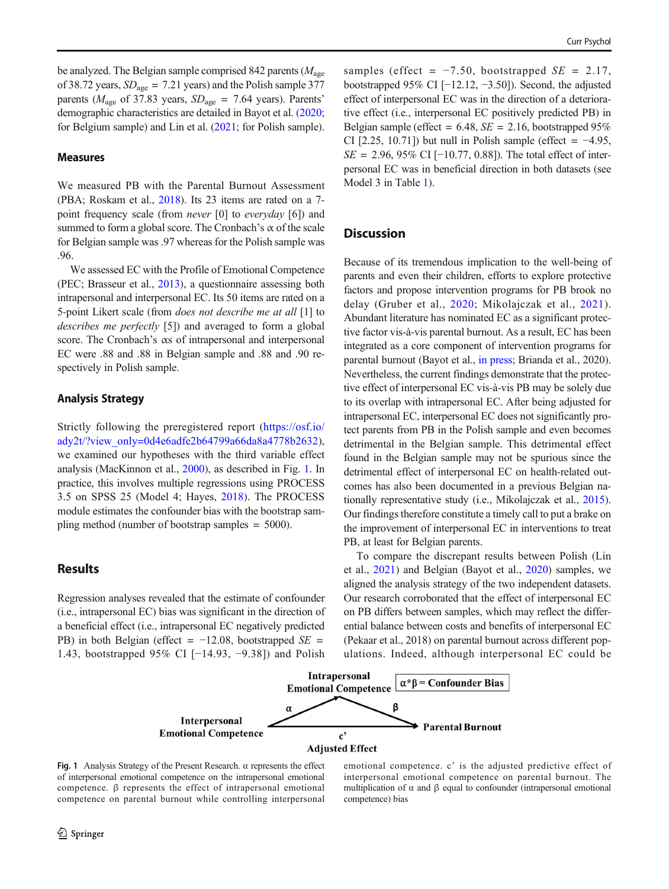be analyzed. The Belgian sample comprised 842 parents ($M_{age}$ of 38.72 years, $SD_{age}$ = 7.21 years) and the Polish sample 377 parents ($M_{age}$ of 37.83 years, $SD_{age}$ = 7.64 years). Parents' demographic characteristics are detailed in Bayot et al. (2020; for Belgium sample) and Lin et al. (2021; for Polish sample).

### Measures

We measured PB with the Parental Burnout Assessment (PBA; Roskam et al., 2018). Its 23 items are rated on a 7-point frequency scale (from *never* [0] to *everyday* [6]) and summed to form a global score. The Cronbach's α of the scale for Belgian sample was .97 whereas for the Polish sample was .96.

We assessed EC with the Profile of Emotional Competence (PEC; Brasseur et al., 2013), a questionnaire assessing both intrapersonal and interpersonal EC. Its 50 items are rated on a 5-point Likert scale (from *does not describe me at all* [1] to *describes me perfectly* [5]) and averaged to form a global score. The Cronbach's αs of intrapersonal and interpersonal EC were .88 and .88 in Belgian sample and .88 and .90 respectively in Polish sample.

### Analysis Strategy

Strictly following the preregistered report (https://osf.io/ady2t/?view_only=0d4e6adfe2b64799a66da8a4778b2632), we examined our hypotheses with the third variable effect analysis (MacKinnon et al., 2000), as described in Fig. 1. In practice, this involves multiple regressions using PROCESS 3.5 on SPSS 25 (Model 4; Hayes, 2018). The PROCESS module estimates the confounder bias with the bootstrap sampling method (number of bootstrap samples = 5000).

## Results

Regression analyses revealed that the estimate of confounder (i.e., intrapersonal EC) bias was significant in the direction of a beneficial effect (i.e., intrapersonal EC negatively predicted PB) in both Belgian (effect = −12.08, bootstrapped *SE* = 1.43, bootstrapped 95% CI [−14.93, −9.38]) and Polish samples (effect = −7.50, bootstrapped *SE* = 2.17, bootstrapped 95% CI [−12.12, −3.50]). Second, the adjusted effect of interpersonal EC was in the direction of a deteriorative effect (i.e., interpersonal EC positively predicted PB) in Belgian sample (effect = 6.48, *SE* = 2.16, bootstrapped 95% CI [2.25, 10.71]) but null in Polish sample (effect = −4.95, *SE* = 2.96, 95% CI [−10.77, 0.88]). The total effect of interpersonal EC was in beneficial direction in both datasets (see Model 3 in Table 1).

## Discussion

Because of its tremendous implication to the well-being of parents and even their children, efforts to explore protective factors and propose intervention programs for PB brook no delay (Gruber et al., 2020; Mikolajczak et al., 2021). Abundant literature has nominated EC as a significant protective factor vis-à-vis parental burnout. As a result, EC has been integrated as a core component of intervention programs for parental burnout (Bayot et al., in press; Brianda et al., 2020). Nevertheless, the current findings demonstrate that the protective effect of interpersonal EC vis-à-vis PB may be solely due to its overlap with intrapersonal EC. After being adjusted for intrapersonal EC, interpersonal EC does not significantly protect parents from PB in the Polish sample and even becomes detrimental in the Belgian sample. This detrimental effect found in the Belgian sample may not be spurious since the detrimental effect of interpersonal EC on health-related outcomes has also been documented in a previous Belgian nationally representative study (i.e., Mikolajczak et al., 2015). Our findings therefore constitute a timely call to put a brake on the improvement of interpersonal EC in interventions to treat PB, at least for Belgian parents.

To compare the discrepant results between Polish (Lin et al., 2021) and Belgian (Bayot et al., 2020) samples, we aligned the analysis strategy of the two independent datasets. Our research corroborated that the effect of interpersonal EC on PB differs between samples, which may reflect the differential balance between costs and benefits of interpersonal EC (Pekaar et al., 2018) on parental burnout across different populations. Indeed, although interpersonal EC could be

**Fig. 1** Analysis Strategy of the Present Research. α represents the effect of interpersonal emotional competence on the intrapersonal emotional competence. β represents the effect of intrapersonal emotional competence on parental burnout while controlling interpersonal emotional competence. c' is the adjusted predictive effect of interpersonal emotional competence on parental burnout. The multiplication of α and β equal to confounder (intrapersonal emotional competence) bias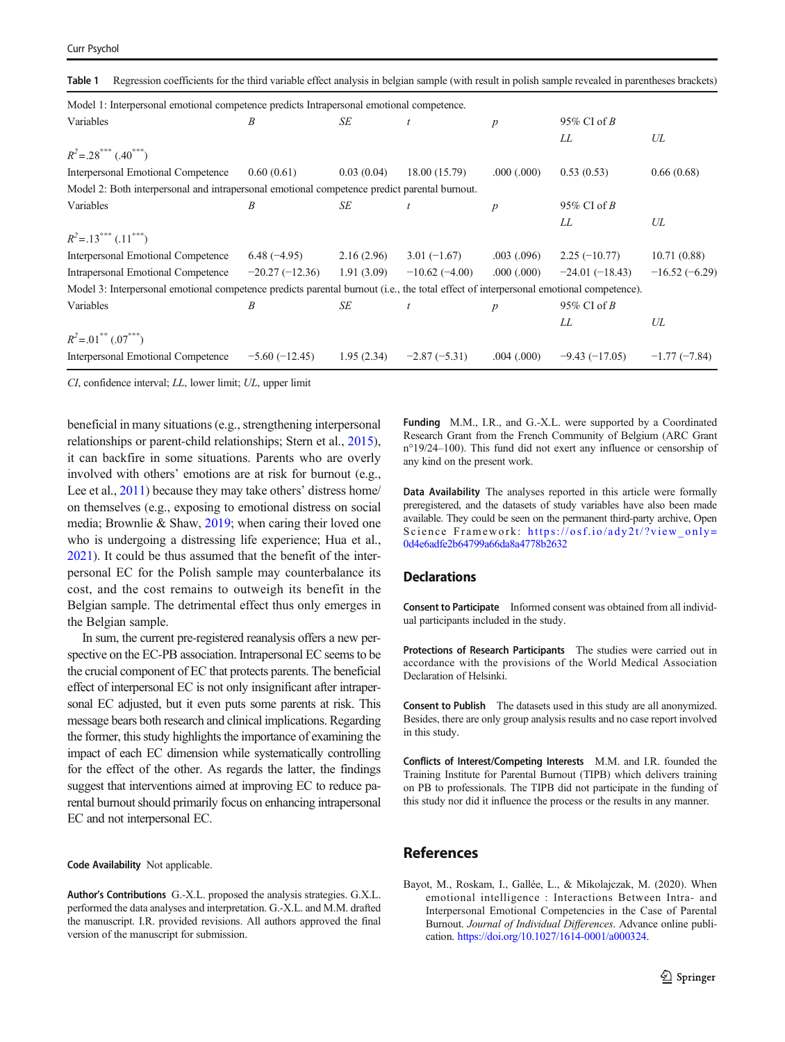Table 1 Regression coefficients for the third variable effect analysis in belgian sample (with result in polish sample revealed in parentheses brackets)

| Model 1: Interpersonal emotional competence predicts Intrapersonal emotional competence. | | | | | | |
|---|---|---|---|---|---|---|
| Variables | *B* | *SE* | *t* | *p* | 95% CI of *B* | |
| | | | | | *LL* | *UL* |
| $R^2$=.28*** (.40***) | | | | | | |
| Interpersonal Emotional Competence | 0.60 (0.61) | 0.03 (0.04) | 18.00 (15.79) | .000 (.000) | 0.53 (0.53) | 0.66 (0.68) |
| Model 2: Both interpersonal and intrapersonal emotional competence predict parental burnout. | | | | | | |
| Variables | *B* | *SE* | *t* | *p* | 95% CI of *B* | |
| | | | | | *LL* | *UL* |
| $R^2$=.13*** (.11***) | | | | | | |
| Interpersonal Emotional Competence | 6.48 (−4.95) | 2.16 (2.96) | 3.01 (−1.67) | .003 (.096) | 2.25 (−10.77) | 10.71 (0.88) |
| Intrapersonal Emotional Competence | −20.27 (−12.36) | 1.91 (3.09) | −10.62 (−4.00) | .000 (.000) | −24.01 (−18.43) | −16.52 (−6.29) |
| Model 3: Interpersonal emotional competence predicts parental burnout (i.e., the total effect of interpersonal emotional competence). | | | | | | |
| Variables | *B* | *SE* | *t* | *p* | 95% CI of *B* | |
| | | | | | *LL* | *UL* |
| $R^2$=.01** (.07***) | | | | | | |
| Interpersonal Emotional Competence | −5.60 (−12.45) | 1.95 (2.34) | −2.87 (−5.31) | .004 (.000) | −9.43 (−17.05) | −1.77 (−7.84) |

*CI*, confidence interval; *LL*, lower limit; *UL*, upper limit

beneficial in many situations (e.g., strengthening interpersonal relationships or parent-child relationships; Stern et al., 2015), it can backfire in some situations. Parents who are overly involved with others' emotions are at risk for burnout (e.g., Lee et al., 2011) because they may take others' distress home/on themselves (e.g., exposing to emotional distress on social media; Brownlie & Shaw, 2019; when caring their loved one who is undergoing a distressing life experience; Hua et al., 2021). It could be thus assumed that the benefit of the interpersonal EC for the Polish sample may counterbalance its cost, and the cost remains to outweigh its benefit in the Belgian sample. The detrimental effect thus only emerges in the Belgian sample.

In sum, the current pre-registered reanalysis offers a new perspective on the EC-PB association. Intrapersonal EC seems to be the crucial component of EC that protects parents. The beneficial effect of interpersonal EC is not only insignificant after intrapersonal EC adjusted, but it even puts some parents at risk. This message bears both research and clinical implications. Regarding the former, this study highlights the importance of examining the impact of each EC dimension while systematically controlling for the effect of the other. As regards the latter, the findings suggest that interventions aimed at improving EC to reduce parental burnout should primarily focus on enhancing intrapersonal EC and not interpersonal EC.

**Code Availability** Not applicable.

**Author's Contributions** G.-X.L. proposed the analysis strategies. G.X.L. performed the data analyses and interpretation. G.-X.L. and M.M. drafted the manuscript. I.R. provided revisions. All authors approved the final version of the manuscript for submission.

**Funding** M.M., I.R., and G.-X.L. were supported by a Coordinated Research Grant from the French Community of Belgium (ARC Grant n°19/24–100). This fund did not exert any influence or censorship of any kind on the present work.

**Data Availability** The analyses reported in this article were formally preregistered, and the datasets of study variables have also been made available. They could be seen on the permanent third-party archive, Open Science Framework: https://osf.io/ady2t/?view_only=0d4e6adfe2b64799a66da8a4778b2632

## Declarations

**Consent to Participate** Informed consent was obtained from all individual participants included in the study.

**Protections of Research Participants** The studies were carried out in accordance with the provisions of the World Medical Association Declaration of Helsinki.

**Consent to Publish** The datasets used in this study are all anonymized. Besides, there are only group analysis results and no case report involved in this study.

**Conflicts of Interest/Competing Interests** M.M. and I.R. founded the Training Institute for Parental Burnout (TIPB) which delivers training on PB to professionals. The TIPB did not participate in the funding of this study nor did it influence the process or the results in any manner.

## References

Bayot, M., Roskam, I., Gallée, L., & Mikolajczak, M. (2020). When emotional intelligence : Interactions Between Intra- and Interpersonal Emotional Competencies in the Case of Parental Burnout. *Journal of Individual Differences*. Advance online publication. https://doi.org/10.1027/1614-0001/a000324.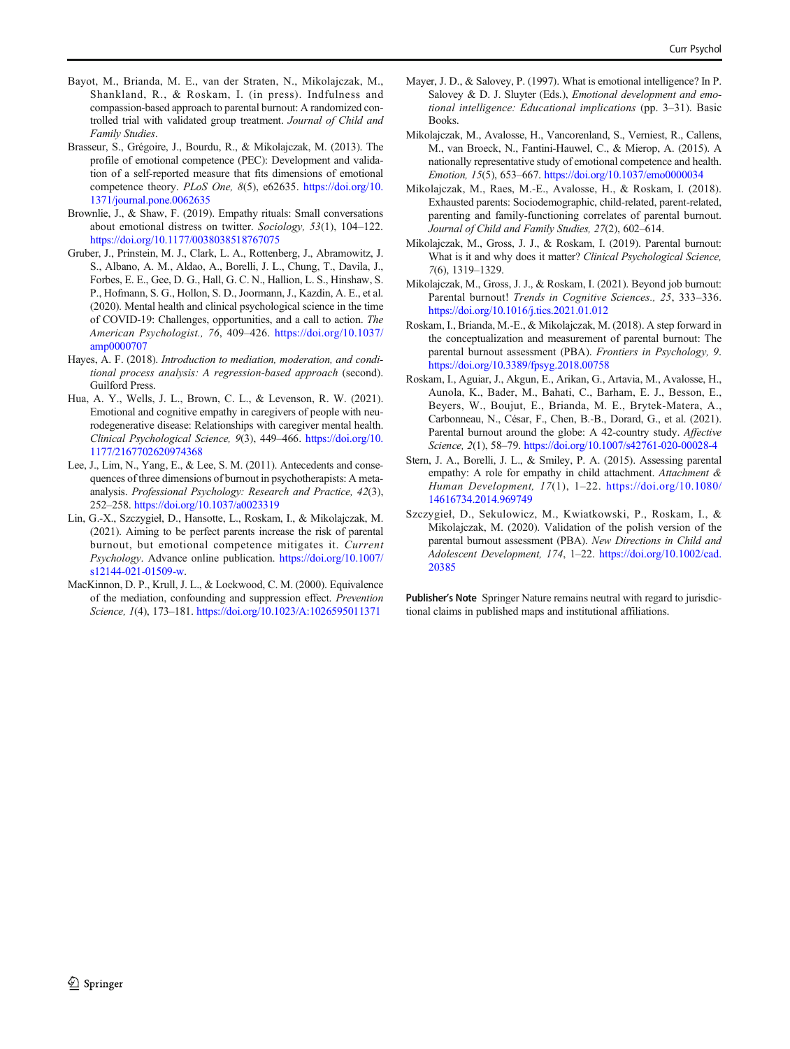Bayot, M., Brianda, M. E., van der Straten, N., Mikolajczak, M., Shankland, R., & Roskam, I. (in press). Indfulness and compassion-based approach to parental burnout: A randomized controlled trial with validated group treatment. *Journal of Child and Family Studies*.

Brasseur, S., Grégoire, J., Bourdu, R., & Mikolajczak, M. (2013). The profile of emotional competence (PEC): Development and validation of a self-reported measure that fits dimensions of emotional competence theory. *PLoS One, 8*(5), e62635. https://doi.org/10.1371/journal.pone.0062635

Brownlie, J., & Shaw, F. (2019). Empathy rituals: Small conversations about emotional distress on twitter. *Sociology, 53*(1), 104–122. https://doi.org/10.1177/0038038518767075

Gruber, J., Prinstein, M. J., Clark, L. A., Rottenberg, J., Abramowitz, J. S., Albano, A. M., Aldao, A., Borelli, J. L., Chung, T., Davila, J., Forbes, E. E., Gee, D. G., Hall, G. C. N., Hallion, L. S., Hinshaw, S. P., Hofmann, S. G., Hollon, S. D., Joormann, J., Kazdin, A. E., et al. (2020). Mental health and clinical psychological science in the time of COVID-19: Challenges, opportunities, and a call to action. *The American Psychologist., 76*, 409–426. https://doi.org/10.1037/amp0000707

Hayes, A. F. (2018). *Introduction to mediation, moderation, and conditional process analysis: A regression-based approach* (second). Guilford Press.

Hua, A. Y., Wells, J. L., Brown, C. L., & Levenson, R. W. (2021). Emotional and cognitive empathy in caregivers of people with neurodegenerative disease: Relationships with caregiver mental health. *Clinical Psychological Science, 9*(3), 449–466. https://doi.org/10.1177/2167702620974368

Lee, J., Lim, N., Yang, E., & Lee, S. M. (2011). Antecedents and consequences of three dimensions of burnout in psychotherapists: A meta-analysis. *Professional Psychology: Research and Practice, 42*(3), 252–258. https://doi.org/10.1037/a0023319

Lin, G.-X., Szczygieł, D., Hansotte, L., Roskam, I., & Mikolajczak, M. (2021). Aiming to be perfect parents increase the risk of parental burnout, but emotional competence mitigates it. *Current Psychology*. Advance online publication. https://doi.org/10.1007/s12144-021-01509-w.

MacKinnon, D. P., Krull, J. L., & Lockwood, C. M. (2000). Equivalence of the mediation, confounding and suppression effect. *Prevention Science, 1*(4), 173–181. https://doi.org/10.1023/A:1026595011371

Mayer, J. D., & Salovey, P. (1997). What is emotional intelligence? In P. Salovey & D. J. Sluyter (Eds.), *Emotional development and emotional intelligence: Educational implications* (pp. 3–31). Basic Books.

Mikolajczak, M., Avalosse, H., Vancorenland, S., Verniest, R., Callens, M., van Broeck, N., Fantini-Hauwel, C., & Mierop, A. (2015). A nationally representative study of emotional competence and health. *Emotion, 15*(5), 653–667. https://doi.org/10.1037/emo0000034

Mikolajczak, M., Raes, M.-E., Avalosse, H., & Roskam, I. (2018). Exhausted parents: Sociodemographic, child-related, parent-related, parenting and family-functioning correlates of parental burnout. *Journal of Child and Family Studies, 27*(2), 602–614.

Mikolajczak, M., Gross, J. J., & Roskam, I. (2019). Parental burnout: What is it and why does it matter? *Clinical Psychological Science, 7*(6), 1319–1329.

Mikolajczak, M., Gross, J. J., & Roskam, I. (2021). Beyond job burnout: Parental burnout! *Trends in Cognitive Sciences., 25*, 333–336. https://doi.org/10.1016/j.tics.2021.01.012

Roskam, I., Brianda, M.-E., & Mikolajczak, M. (2018). A step forward in the conceptualization and measurement of parental burnout: The parental burnout assessment (PBA). *Frontiers in Psychology, 9*. https://doi.org/10.3389/fpsyg.2018.00758

Roskam, I., Aguiar, J., Akgun, E., Arikan, G., Artavia, M., Avalosse, H., Aunola, K., Bader, M., Bahati, C., Barham, E. J., Besson, E., Beyers, W., Boujut, E., Brianda, M. E., Brytek-Matera, A., Carbonneau, N., César, F., Chen, B.-B., Dorard, G., et al. (2021). Parental burnout around the globe: A 42-country study. *Affective Science, 2*(1), 58–79. https://doi.org/10.1007/s42761-020-00028-4

Stern, J. A., Borelli, J. L., & Smiley, P. A. (2015). Assessing parental empathy: A role for empathy in child attachment. *Attachment & Human Development, 17*(1), 1–22. https://doi.org/10.1080/14616734.2014.969749

Szczygieł, D., Sekulowicz, M., Kwiatkowski, P., Roskam, I., & Mikolajczak, M. (2020). Validation of the polish version of the parental burnout assessment (PBA). *New Directions in Child and Adolescent Development, 174*, 1–22. https://doi.org/10.1002/cad.20385

**Publisher's Note** Springer Nature remains neutral with regard to jurisdictional claims in published maps and institutional affiliations.